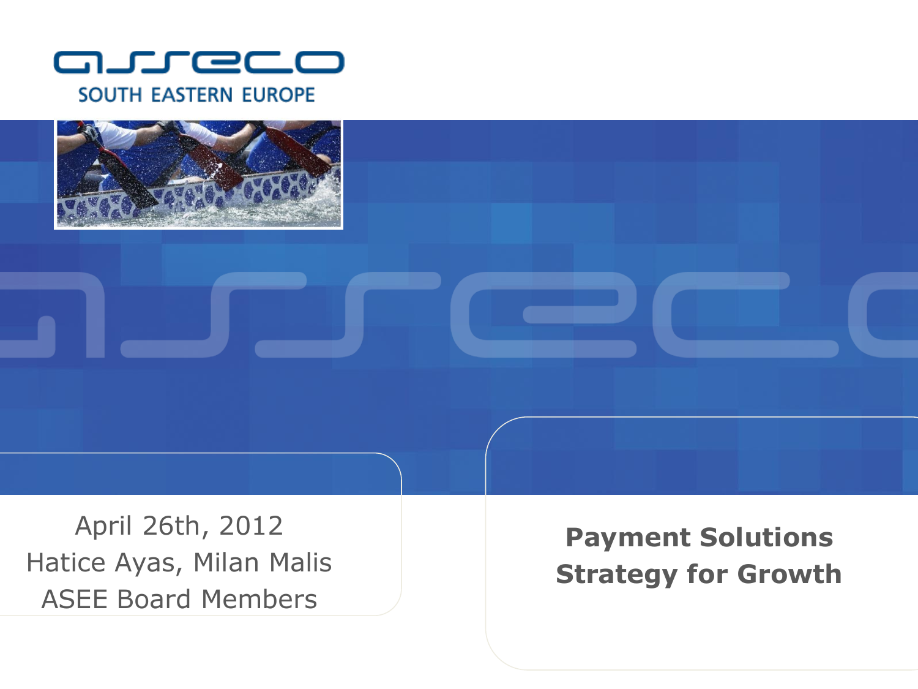asseco SOUTH EASTERN EUROPE

# Payment Solutions Strategy for Growth

April 26th, 2012

Hatice Ayas, Milan Malis

ASEE Board Members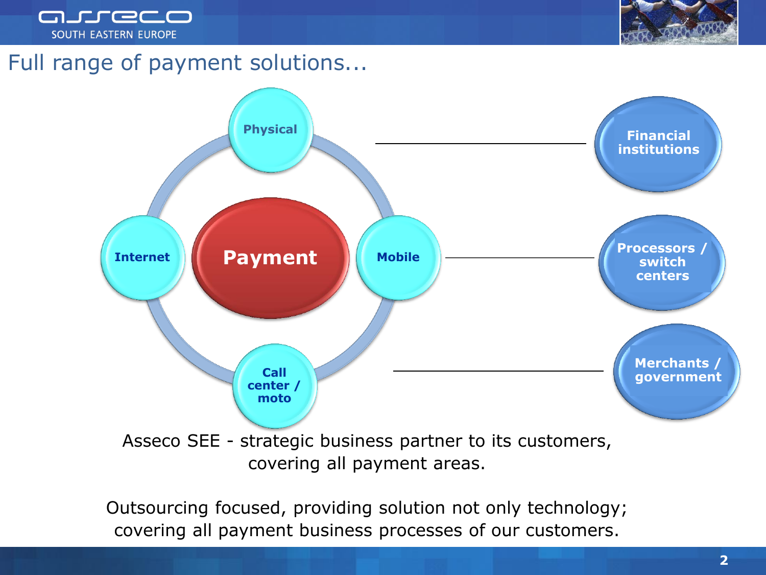# Full range of payment solutions...

- Payment
  - Physical
  - Mobile
  - Call center / moto
  - Internet

- Financial institutions
- Processors / switch centers
- Merchants / government

Asseco SEE - strategic business partner to its customers, covering all payment areas.

Outsourcing focused, providing solution not only technology; covering all payment business processes of our customers.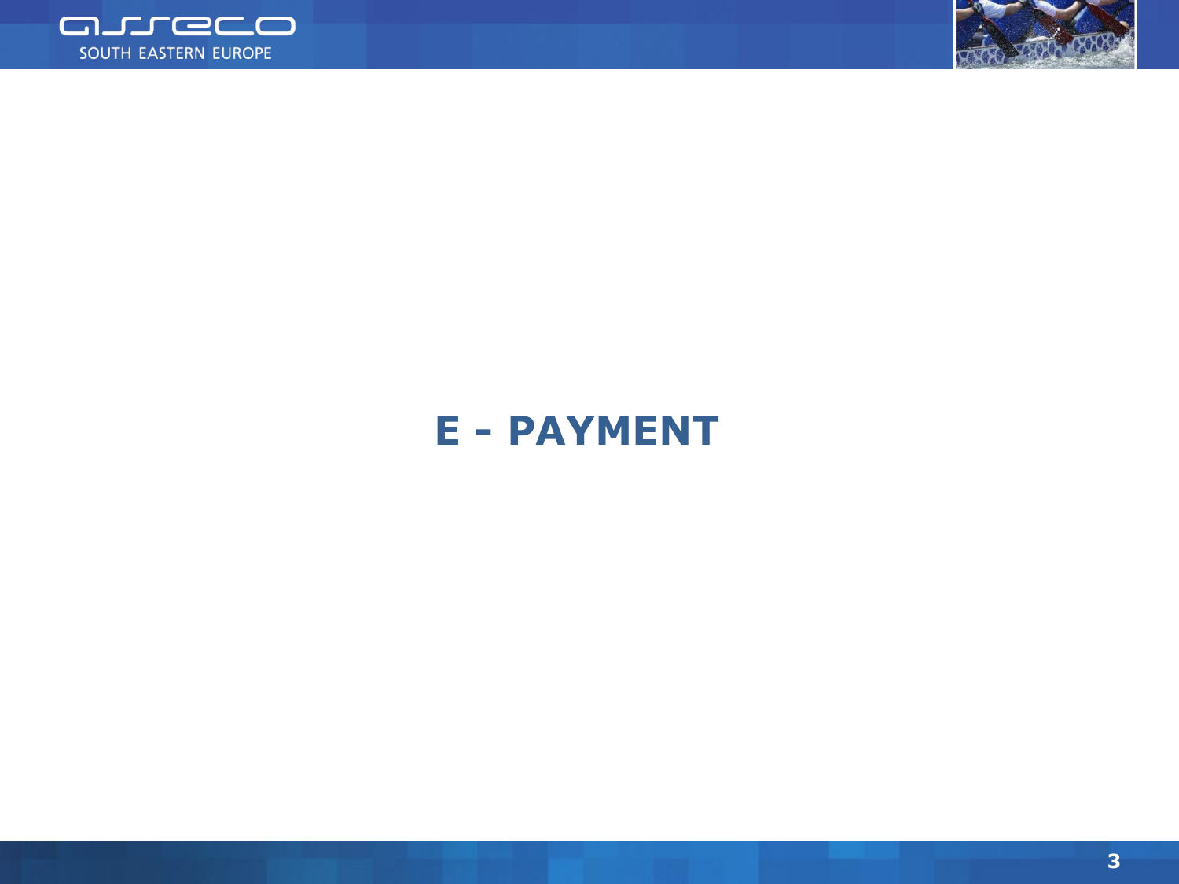# E - PAYMENT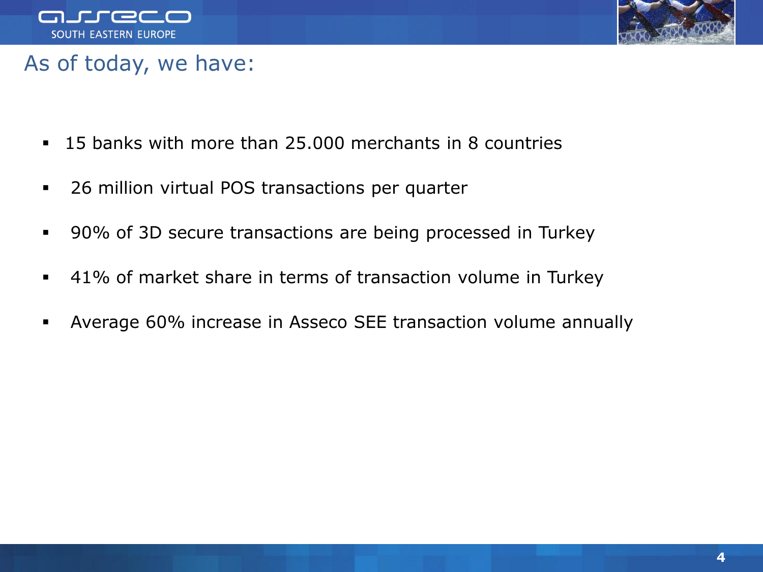# As of today, we have:

- 15 banks with more than 25.000 merchants in 8 countries
- 26 million virtual POS transactions per quarter
- 90% of 3D secure transactions are being processed in Turkey
- 41% of market share in terms of transaction volume in Turkey
- Average 60% increase in Asseco SEE transaction volume annually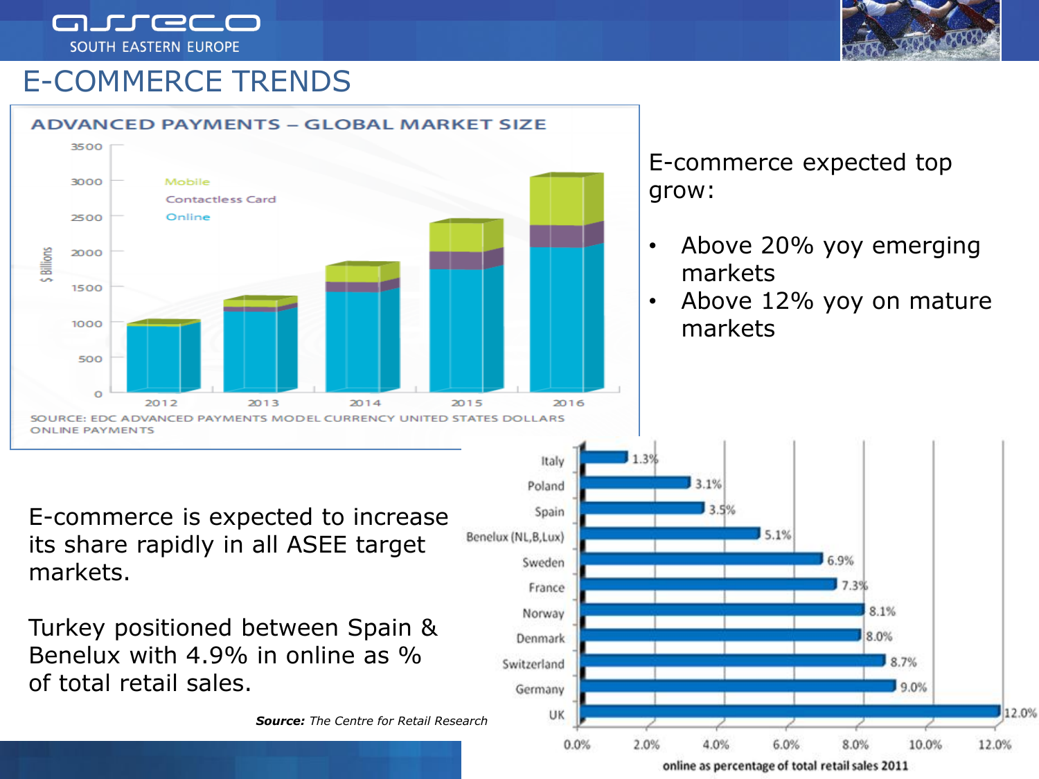# E-COMMERCE TRENDS

**ADVANCED PAYMENTS – GLOBAL MARKET SIZE**

SOURCE: EDC ADVANCED PAYMENTS MODEL CURRENCY UNITED STATES DOLLARS ONLINE PAYMENTS

E-commerce expected top grow:

- Above 20% yoy emerging markets
- Above 12% yoy on mature markets

E-commerce is expected to increase its share rapidly in all ASEE target markets.

Turkey positioned between Spain & Benelux with 4.9% in online as % of total retail sales.

| Country | Online as percentage of total retail sales 2011 |
|---|---|
| Italy | 1.3% |
| Poland | 3.1% |
| Spain | 3.5% |
| Benelux (NL,B,Lux) | 5.1% |
| Sweden | 6.9% |
| France | 7.3% |
| Norway | 8.1% |
| Denmark | 8.0% |
| Switzerland | 8.7% |
| Germany | 9.0% |
| UK | 12.0% |

***Source:*** *The Centre for Retail Research*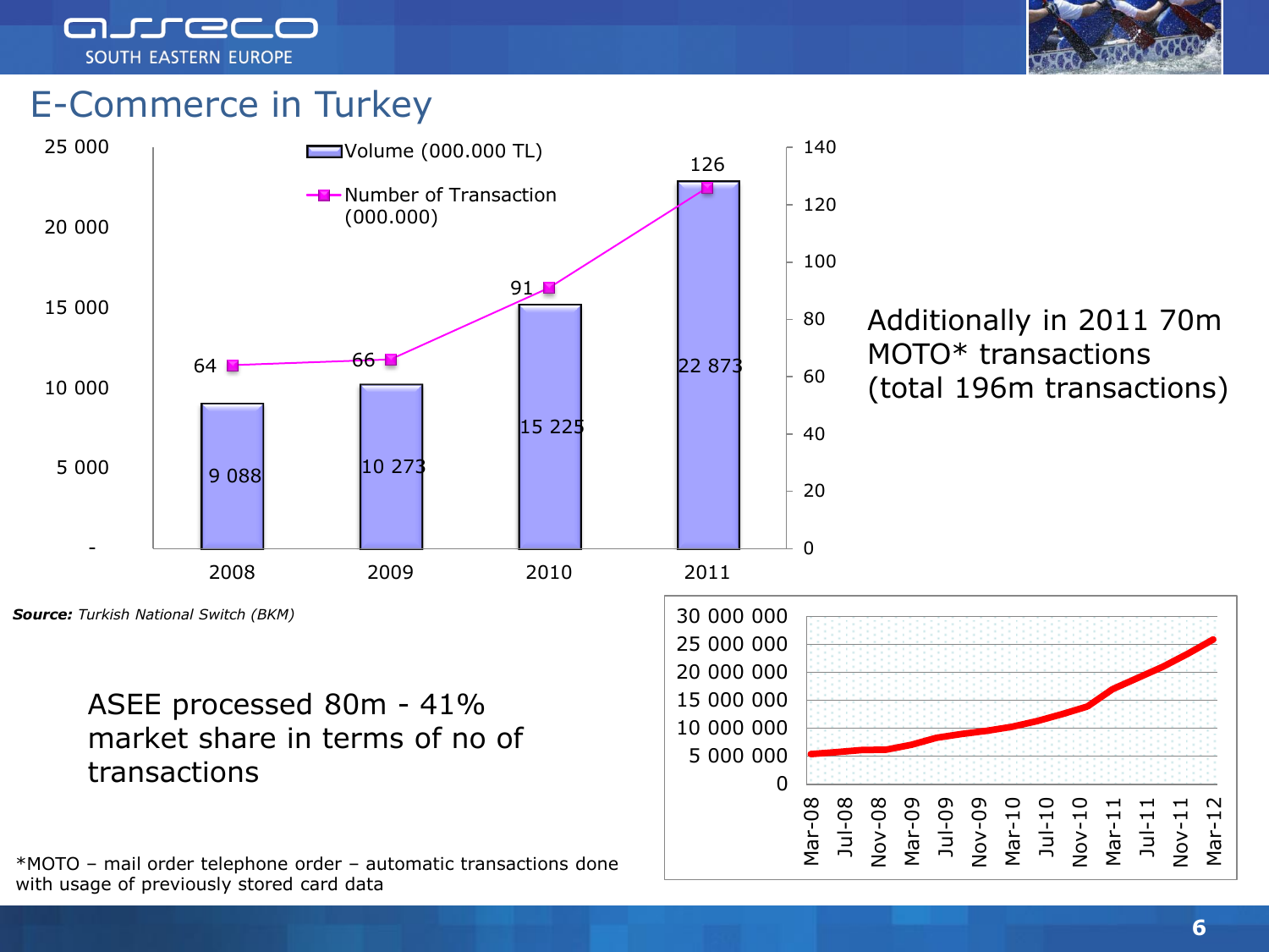# E-Commerce in Turkey

| Year | Volume (000.000 TL) | Number of Transaction (000.000) |
|---|---|---|
| 2008 | 9 088 | 64 |
| 2009 | 10 273 | 66 |
| 2010 | 15 225 | 91 |
| 2011 | 22 873 | 126 |

***Source:*** *Turkish National Switch (BKM)*

Additionally in 2011 70m MOTO* transactions (total 196m transactions)

ASEE processed 80m - 41% market share in terms of no of transactions

*MOTO – mail order telephone order – automatic transactions done with usage of previously stored card data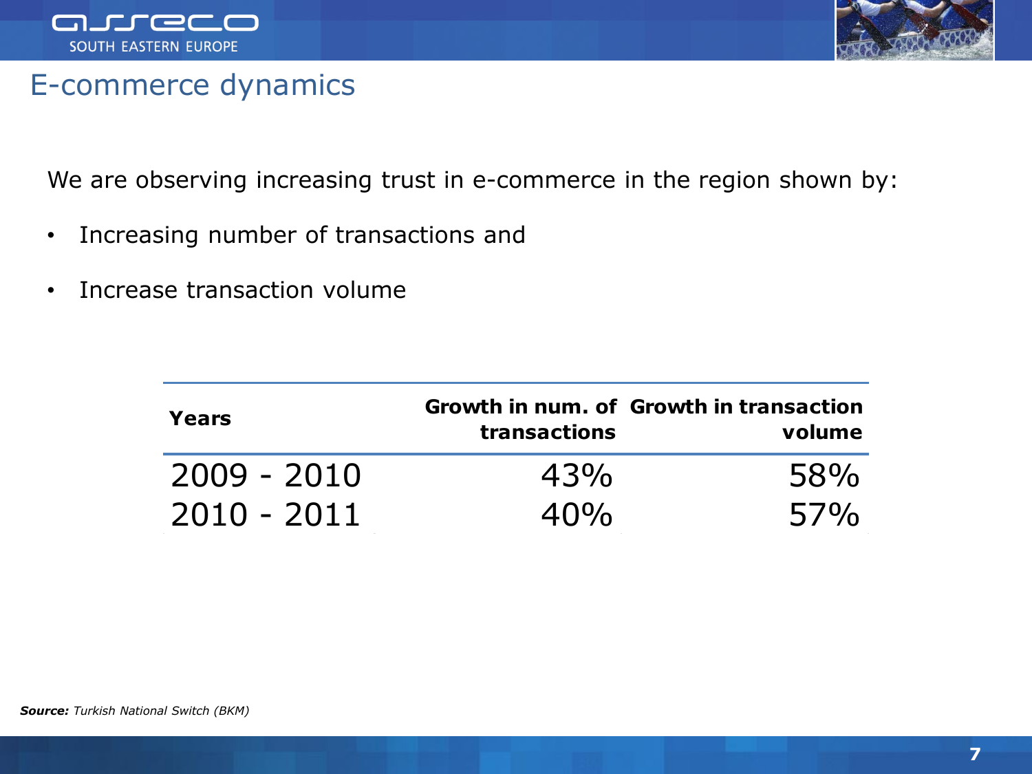# E-commerce dynamics

We are observing increasing trust in e-commerce in the region shown by:

- Increasing number of transactions and
- Increase transaction volume

| Years | Growth in num. of transactions | Growth in transaction volume |
|---|---|---|
| 2009 - 2010 | 43% | 58% |
| 2010 - 2011 | 40% | 57% |

***Source:*** *Turkish National Switch (BKM)*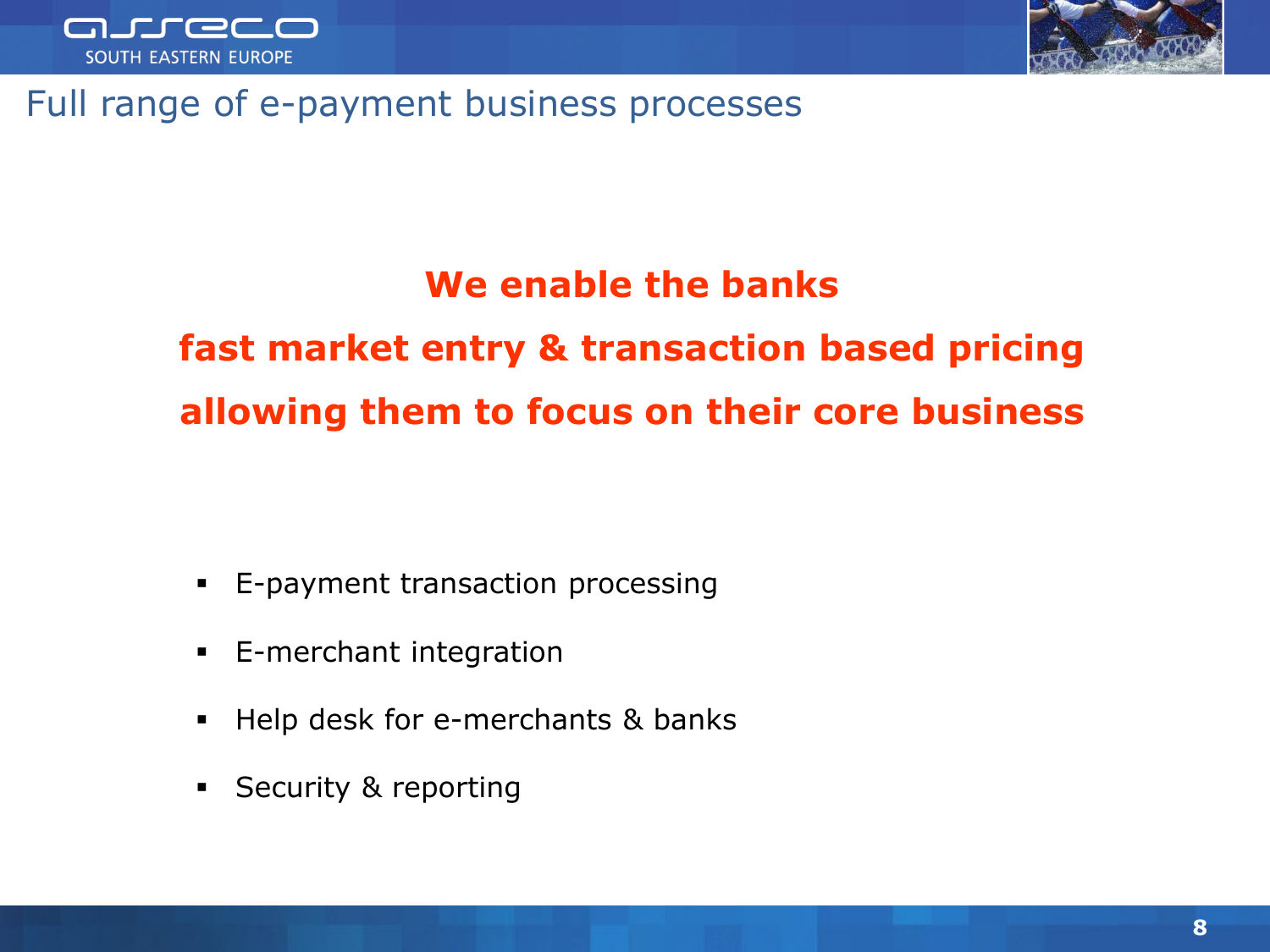# Full range of e-payment business processes

**We enable the banks**

**fast market entry & transaction based pricing**

**allowing them to focus on their core business**

- E-payment transaction processing
- E-merchant integration
- Help desk for e-merchants & banks
- Security & reporting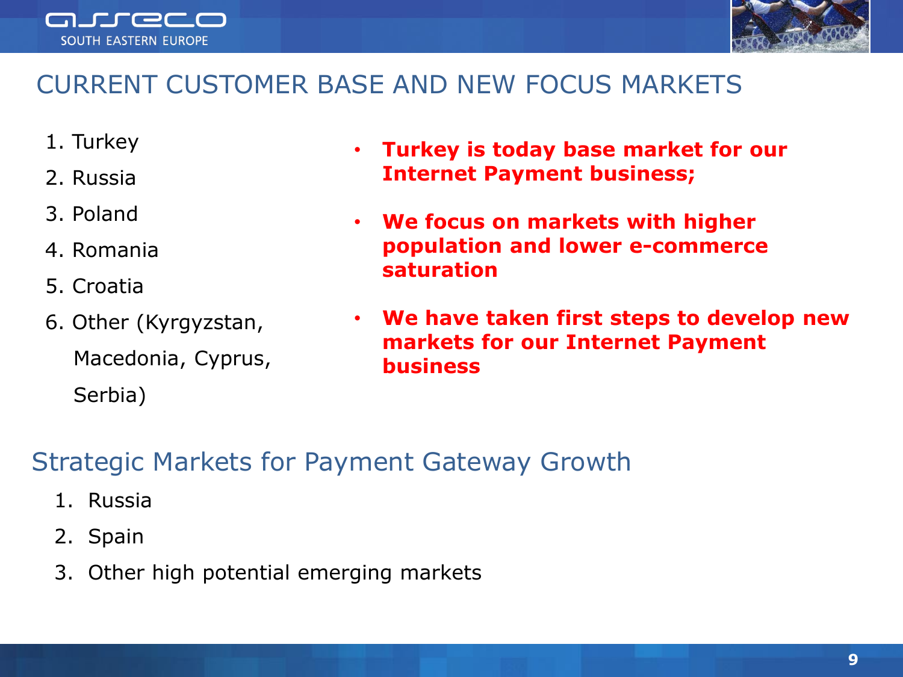# CURRENT CUSTOMER BASE AND NEW FOCUS MARKETS

1. Turkey
2. Russia
3. Poland
4. Romania
5. Croatia
6. Other (Kyrgyzstan, Macedonia, Cyprus, Serbia)

- **Turkey is today base market for our Internet Payment business;**
- **We focus on markets with higher population and lower e-commerce saturation**
- **We have taken first steps to develop new markets for our Internet Payment business**

## Strategic Markets for Payment Gateway Growth

1. Russia
2. Spain
3. Other high potential emerging markets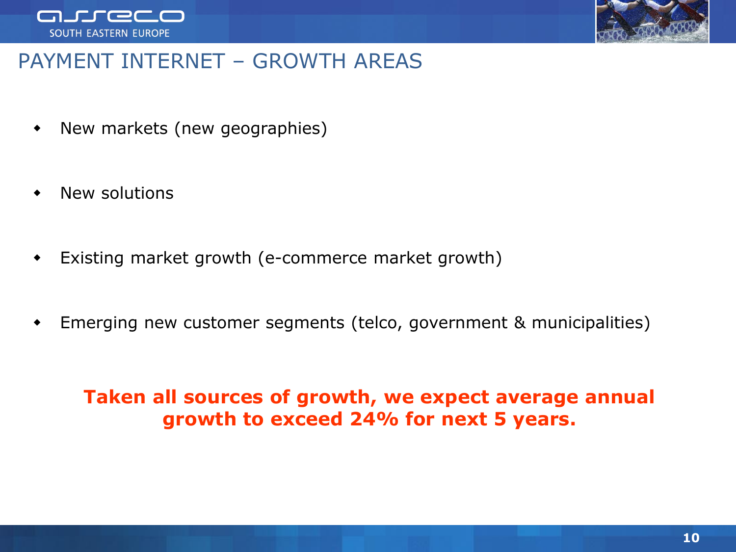# PAYMENT INTERNET – GROWTH AREAS

- New markets (new geographies)
- New solutions
- Existing market growth (e-commerce market growth)
- Emerging new customer segments (telco, government & municipalities)

**Taken all sources of growth, we expect average annual growth to exceed 24% for next 5 years.**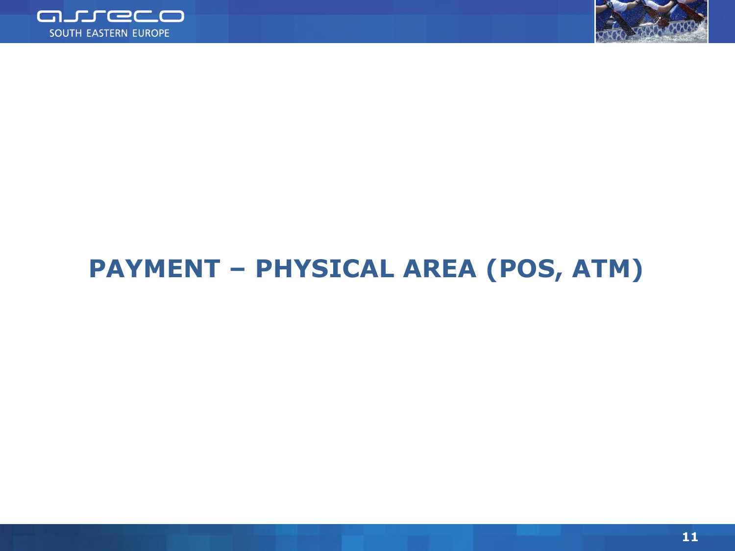# PAYMENT – PHYSICAL AREA (POS, ATM)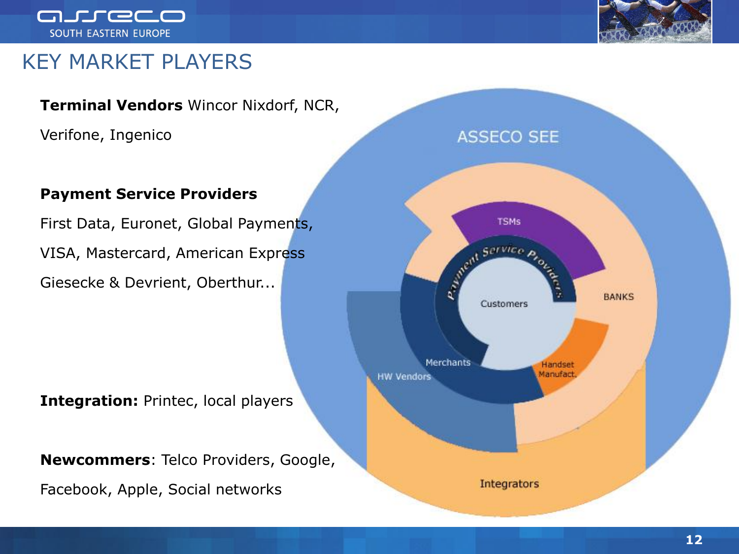# KEY MARKET PLAYERS

**Terminal Vendors** Wincor Nixdorf, NCR, Verifone, Ingenico

**Payment Service Providers**

First Data, Euronet, Global Payments, VISA, Mastercard, American Express Giesecke & Devrient, Oberthur...

**Integration:** Printec, local players

**Newcommers**: Telco Providers, Google, Facebook, Apple, Social networks

ASSECO SEE

TSMs

Payment Service Providers

Customers

BANKS

Merchants

HW Vendors

Handset Manufact.

Integrators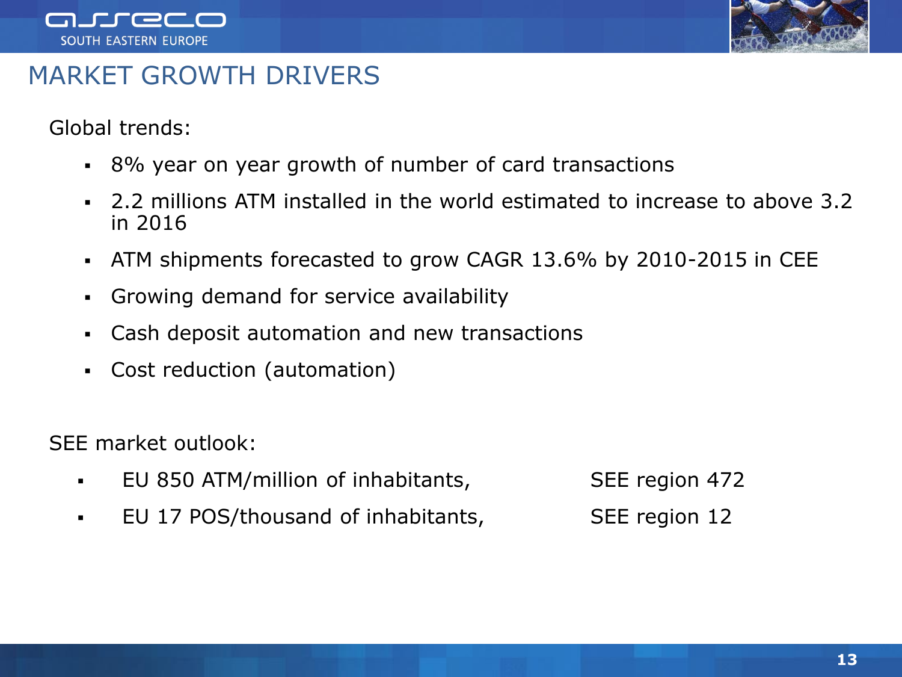# MARKET GROWTH DRIVERS

Global trends:

- 8% year on year growth of number of card transactions
- 2.2 millions ATM installed in the world estimated to increase to above 3.2 in 2016
- ATM shipments forecasted to grow CAGR 13.6% by 2010-2015 in CEE
- Growing demand for service availability
- Cash deposit automation and new transactions
- Cost reduction (automation)

SEE market outlook:

- EU 850 ATM/million of inhabitants, SEE region 472
- EU 17 POS/thousand of inhabitants, SEE region 12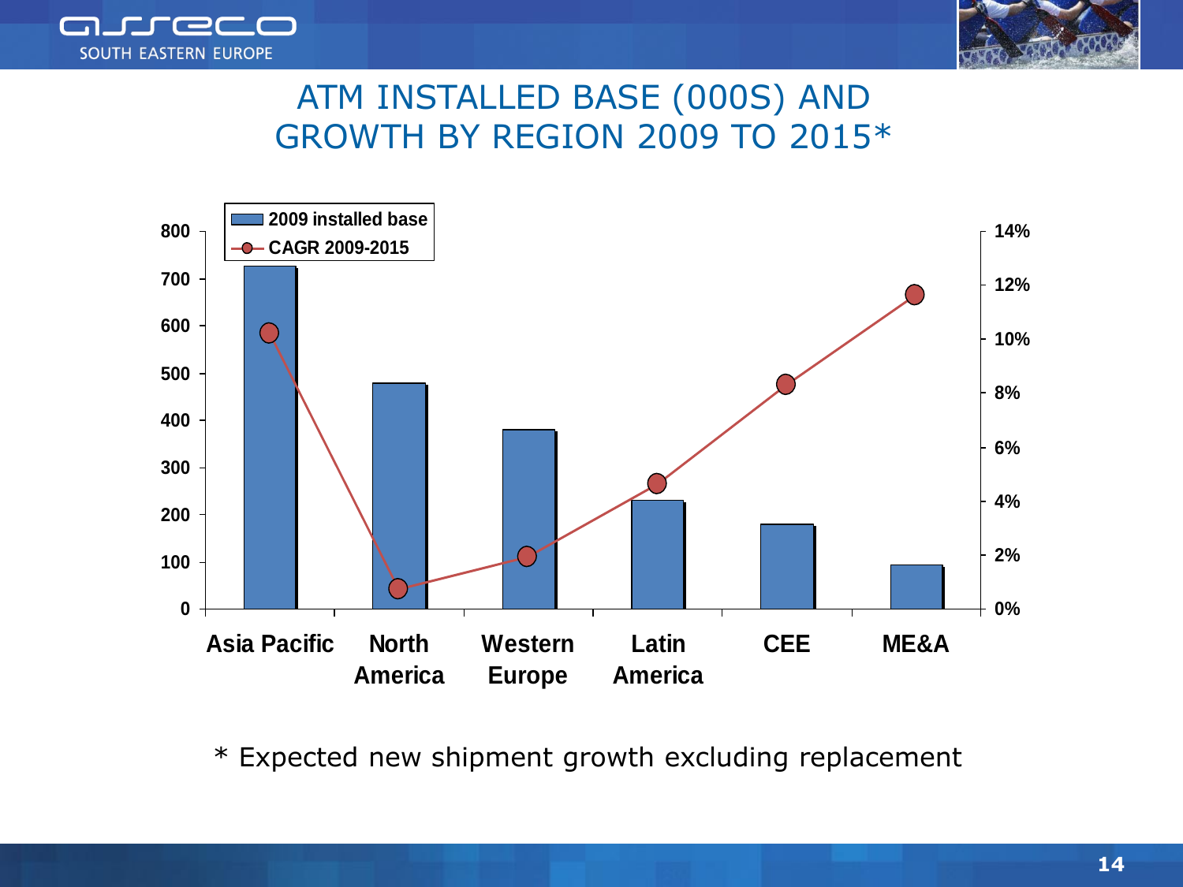# ATM INSTALLED BASE (000S) AND GROWTH BY REGION 2009 TO 2015*

| Region | 2009 installed base | CAGR 2009-2015 |
|---|---|---|
| Asia Pacific | ~725 | ~10.3% |
| North America | ~480 | ~0.8% |
| Western Europe | ~380 | ~2% |
| Latin America | ~230 | ~4.7% |
| CEE | ~180 | ~8.3% |
| ME&A | ~95 | ~11.7% |

\* Expected new shipment growth excluding replacement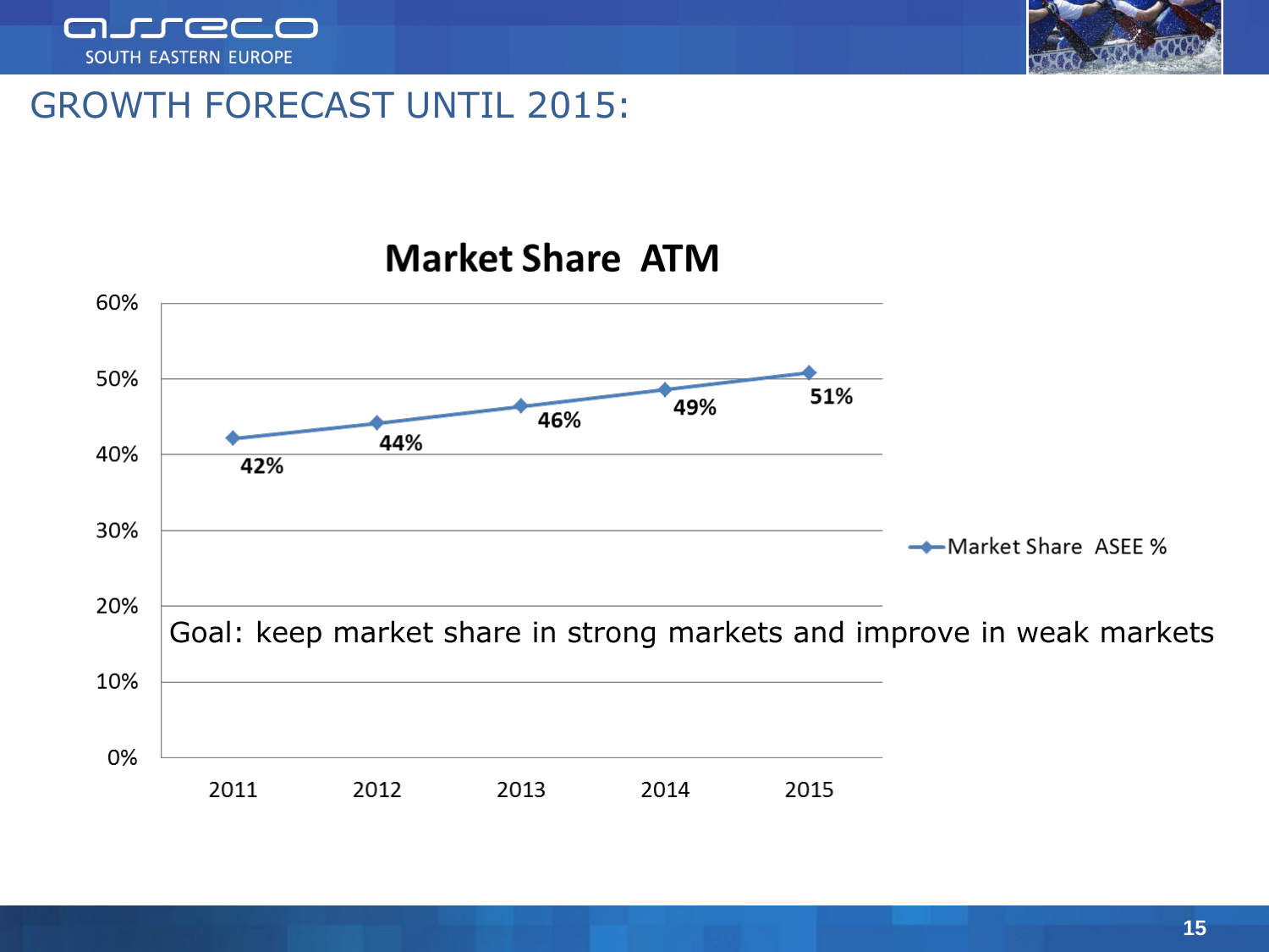# GROWTH FORECAST UNTIL 2015:

## Market Share ATM

| Year | Market Share ASEE % |
|---|---|
| 2011 | 42% |
| 2012 | 44% |
| 2013 | 46% |
| 2014 | 49% |
| 2015 | 51% |

Goal: keep market share in strong markets and improve in weak markets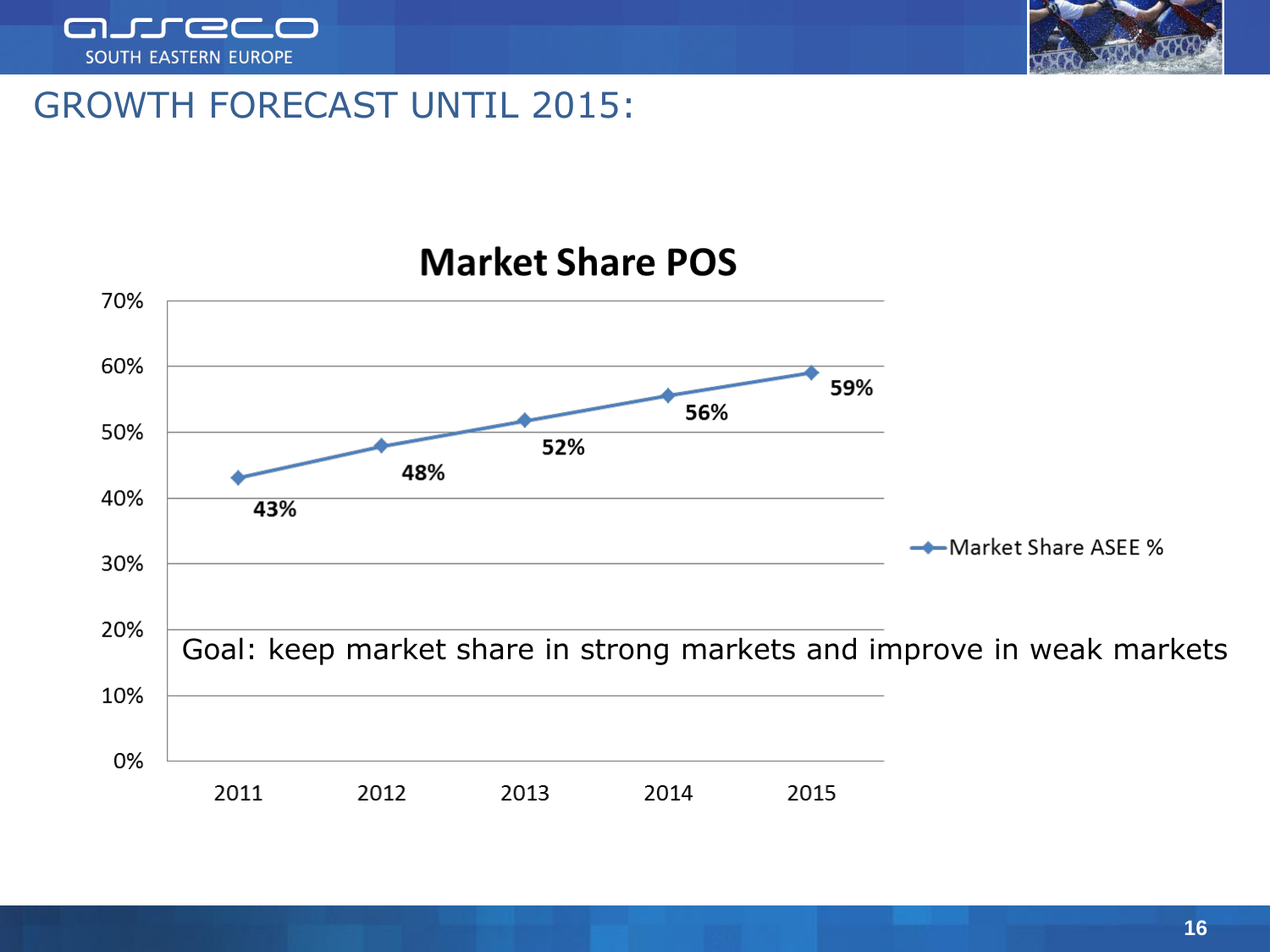# GROWTH FORECAST UNTIL 2015:

## Market Share POS

| Year | Market Share ASEE % |
|---|---|
| 2011 | 43% |
| 2012 | 48% |
| 2013 | 52% |
| 2014 | 56% |
| 2015 | 59% |

Goal: keep market share in strong markets and improve in weak markets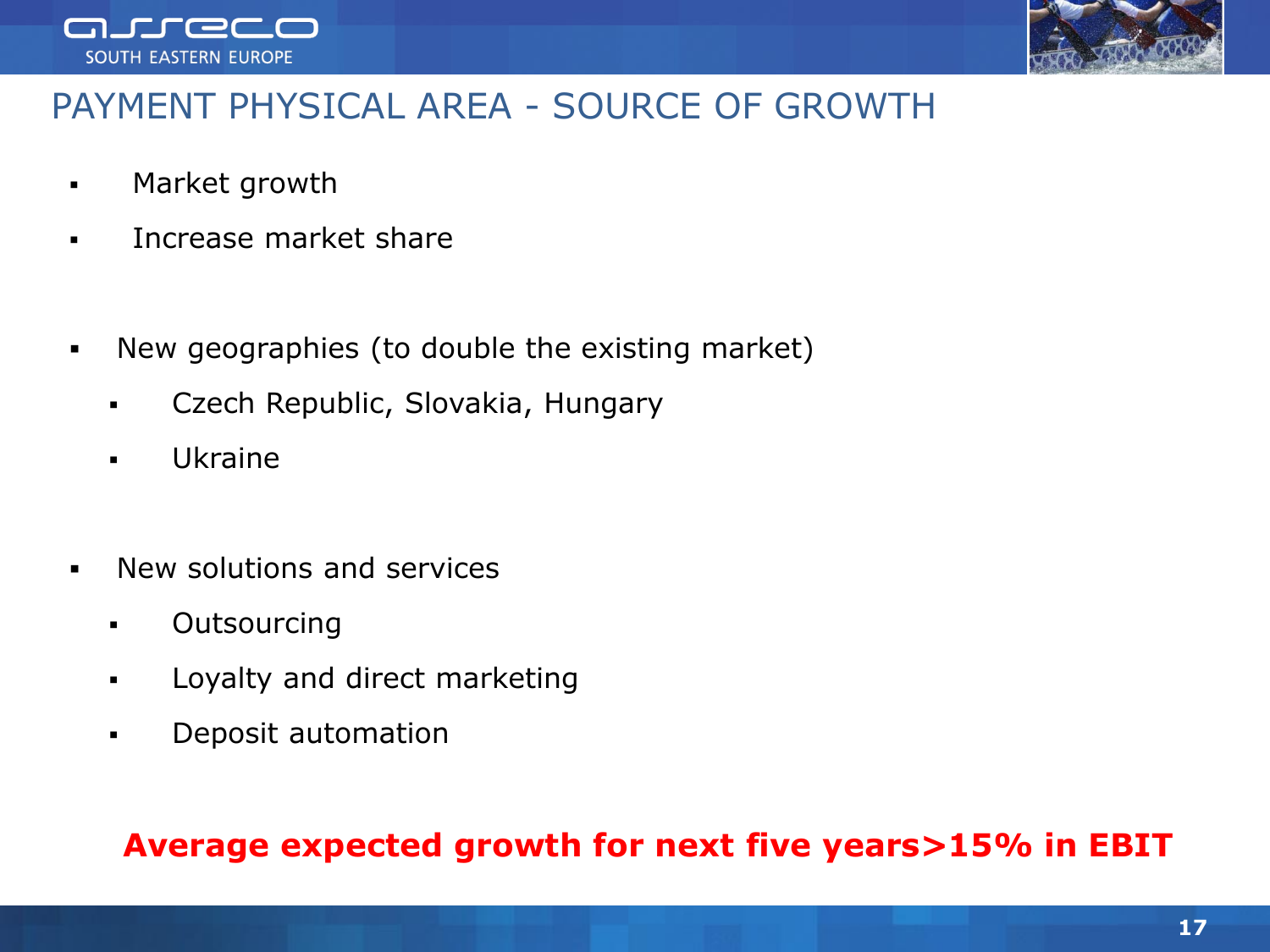# PAYMENT PHYSICAL AREA - SOURCE OF GROWTH

- Market growth
- Increase market share

- New geographies (to double the existing market)
  - Czech Republic, Slovakia, Hungary
  - Ukraine

- New solutions and services
  - Outsourcing
  - Loyalty and direct marketing
  - Deposit automation

**Average expected growth for next five years>15% in EBIT**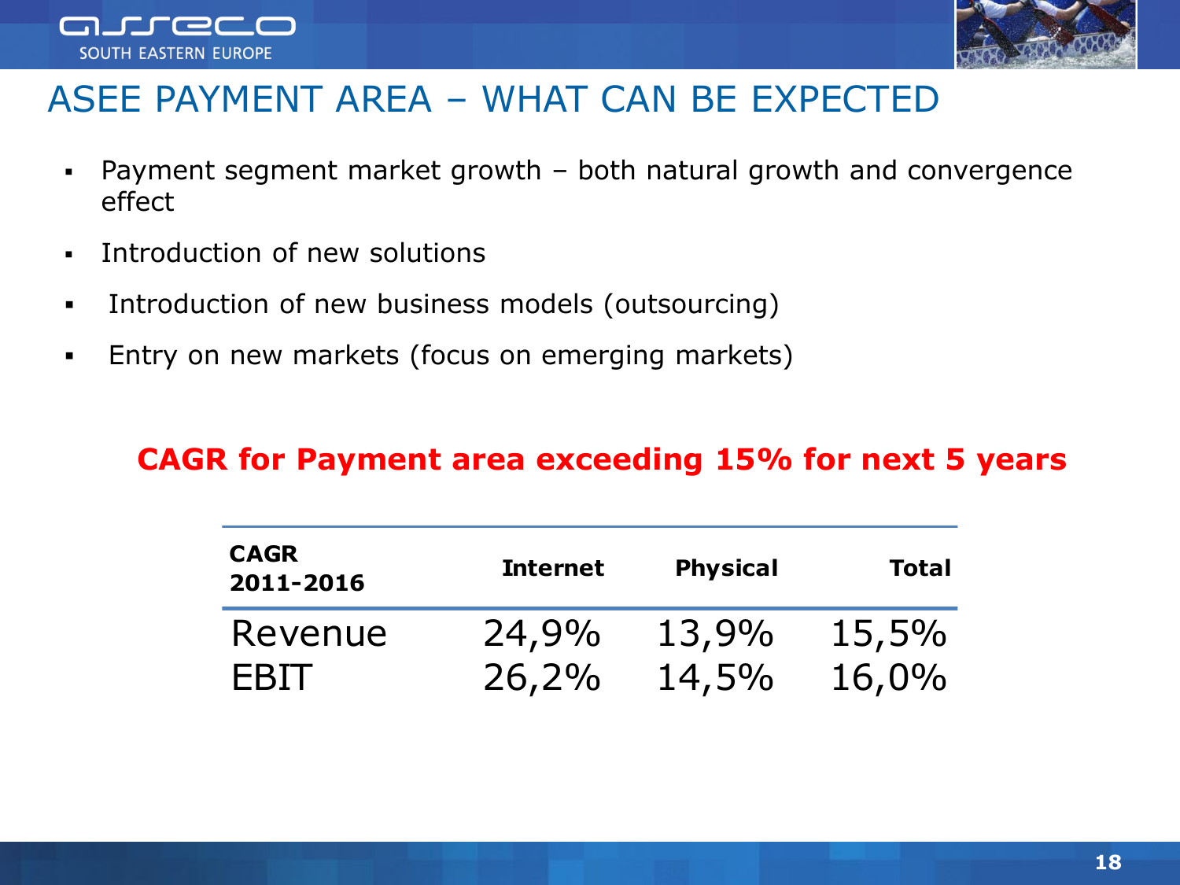# ASEE PAYMENT AREA – WHAT CAN BE EXPECTED

- Payment segment market growth – both natural growth and convergence effect
- Introduction of new solutions
- Introduction of new business models (outsourcing)
- Entry on new markets (focus on emerging markets)

**CAGR for Payment area exceeding 15% for next 5 years**

| CAGR 2011-2016 | Internet | Physical | Total |
|---|---|---|---|
| Revenue | 24,9% | 13,9% | 15,5% |
| EBIT | 26,2% | 14,5% | 16,0% |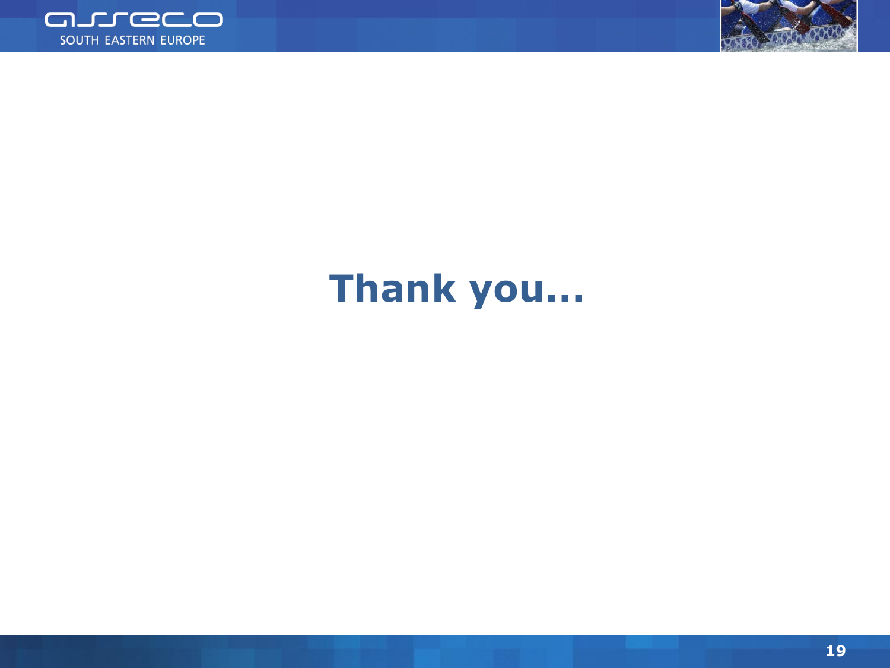# Thank you…